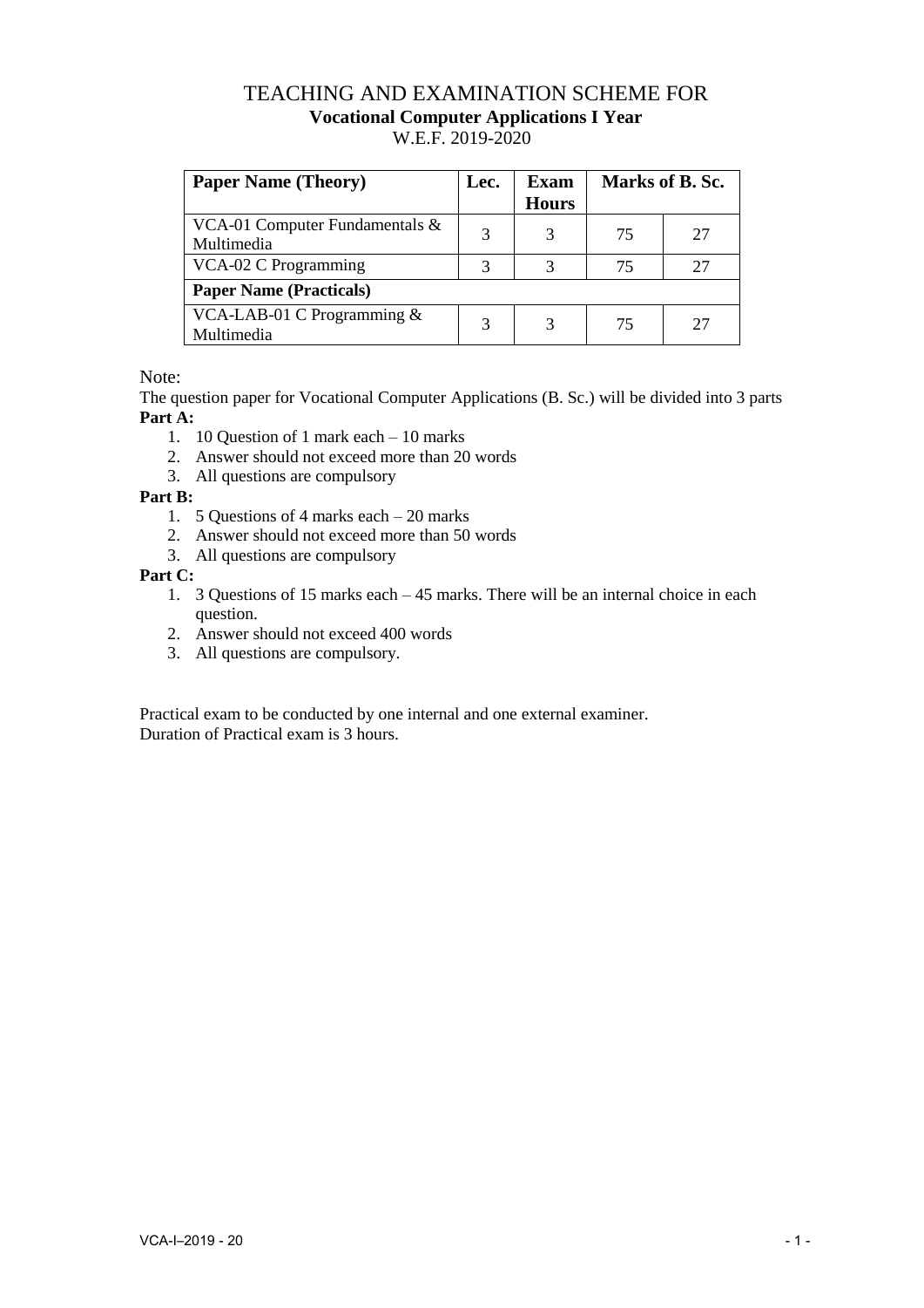# TEACHING AND EXAMINATION SCHEME FOR
## Vocational Computer Applications I Year
W.E.F. 2019-2020

| Paper Name (Theory) | Lec. | Exam Hours | Marks of B. Sc. | |
|---|---|---|---|---|
| VCA-01 Computer Fundamentals & Multimedia | 3 | 3 | 75 | 27 |
| VCA-02 C Programming | 3 | 3 | 75 | 27 |
| **Paper Name (Practicals)** | | | | |
| VCA-LAB-01 C Programming & Multimedia | 3 | 3 | 75 | 27 |

Note:

The question paper for Vocational Computer Applications (B. Sc.) will be divided into 3 parts

**Part A:**

1. 10 Question of 1 mark each – 10 marks
2. Answer should not exceed more than 20 words
3. All questions are compulsory

**Part B:**

1. 5 Questions of 4 marks each – 20 marks
2. Answer should not exceed more than 50 words
3. All questions are compulsory

**Part C:**

1. 3 Questions of 15 marks each – 45 marks. There will be an internal choice in each question.
2. Answer should not exceed 400 words
3. All questions are compulsory.

Practical exam to be conducted by one internal and one external examiner.
Duration of Practical exam is 3 hours.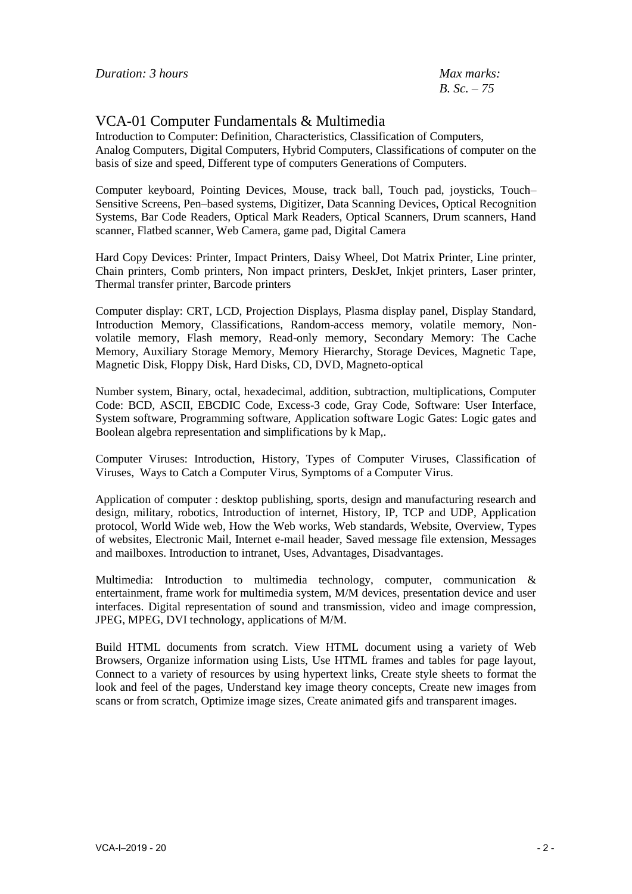*Duration: 3 hours*

*Max marks:*
*B. Sc. – 75*

## VCA-01 Computer Fundamentals & Multimedia

Introduction to Computer: Definition, Characteristics, Classification of Computers, Analog Computers, Digital Computers, Hybrid Computers, Classifications of computer on the basis of size and speed, Different type of computers Generations of Computers.

Computer keyboard, Pointing Devices, Mouse, track ball, Touch pad, joysticks, Touch–Sensitive Screens, Pen–based systems, Digitizer, Data Scanning Devices, Optical Recognition Systems, Bar Code Readers, Optical Mark Readers, Optical Scanners, Drum scanners, Hand scanner, Flatbed scanner, Web Camera, game pad, Digital Camera

Hard Copy Devices: Printer, Impact Printers, Daisy Wheel, Dot Matrix Printer, Line printer, Chain printers, Comb printers, Non impact printers, DeskJet, Inkjet printers, Laser printer, Thermal transfer printer, Barcode printers

Computer display: CRT, LCD, Projection Displays, Plasma display panel, Display Standard, Introduction Memory, Classifications, Random-access memory, volatile memory, Non-volatile memory, Flash memory, Read-only memory, Secondary Memory: The Cache Memory, Auxiliary Storage Memory, Memory Hierarchy, Storage Devices, Magnetic Tape, Magnetic Disk, Floppy Disk, Hard Disks, CD, DVD, Magneto-optical

Number system, Binary, octal, hexadecimal, addition, subtraction, multiplications, Computer Code: BCD, ASCII, EBCDIC Code, Excess-3 code, Gray Code, Software: User Interface, System software, Programming software, Application software Logic Gates: Logic gates and Boolean algebra representation and simplifications by k Map,.

Computer Viruses: Introduction, History, Types of Computer Viruses, Classification of Viruses, Ways to Catch a Computer Virus, Symptoms of a Computer Virus.

Application of computer : desktop publishing, sports, design and manufacturing research and design, military, robotics, Introduction of internet, History, IP, TCP and UDP, Application protocol, World Wide web, How the Web works, Web standards, Website, Overview, Types of websites, Electronic Mail, Internet e-mail header, Saved message file extension, Messages and mailboxes. Introduction to intranet, Uses, Advantages, Disadvantages.

Multimedia: Introduction to multimedia technology, computer, communication & entertainment, frame work for multimedia system, M/M devices, presentation device and user interfaces. Digital representation of sound and transmission, video and image compression, JPEG, MPEG, DVI technology, applications of M/M.

Build HTML documents from scratch. View HTML document using a variety of Web Browsers, Organize information using Lists, Use HTML frames and tables for page layout, Connect to a variety of resources by using hypertext links, Create style sheets to format the look and feel of the pages, Understand key image theory concepts, Create new images from scans or from scratch, Optimize image sizes, Create animated gifs and transparent images.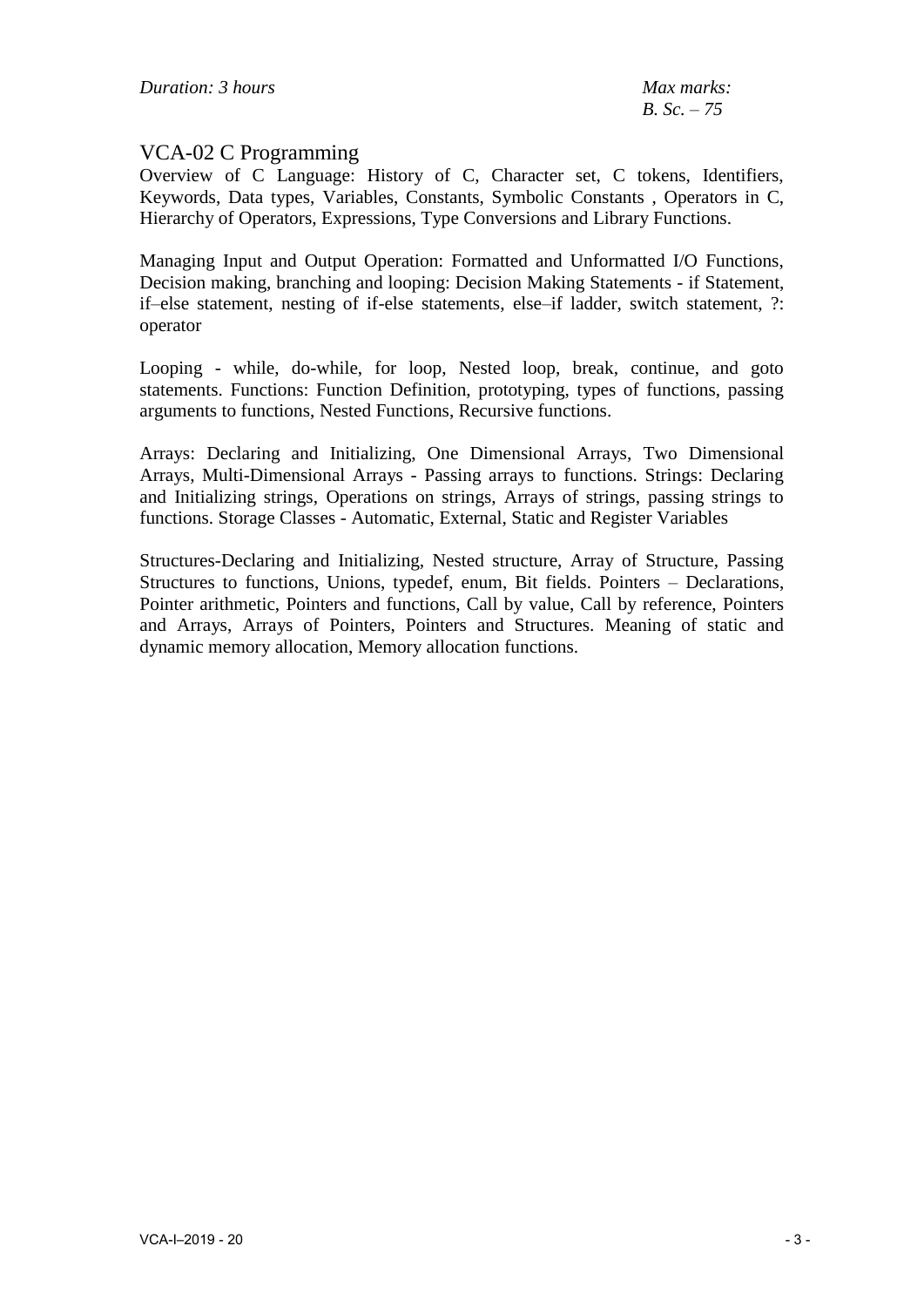*Duration: 3 hours*

*Max marks:*
*B. Sc. – 75*

## VCA-02 C Programming

Overview of C Language: History of C, Character set, C tokens, Identifiers, Keywords, Data types, Variables, Constants, Symbolic Constants , Operators in C, Hierarchy of Operators, Expressions, Type Conversions and Library Functions.

Managing Input and Output Operation: Formatted and Unformatted I/O Functions, Decision making, branching and looping: Decision Making Statements - if Statement, if–else statement, nesting of if-else statements, else–if ladder, switch statement, ?: operator

Looping - while, do-while, for loop, Nested loop, break, continue, and goto statements. Functions: Function Definition, prototyping, types of functions, passing arguments to functions, Nested Functions, Recursive functions.

Arrays: Declaring and Initializing, One Dimensional Arrays, Two Dimensional Arrays, Multi-Dimensional Arrays - Passing arrays to functions. Strings: Declaring and Initializing strings, Operations on strings, Arrays of strings, passing strings to functions. Storage Classes - Automatic, External, Static and Register Variables

Structures-Declaring and Initializing, Nested structure, Array of Structure, Passing Structures to functions, Unions, typedef, enum, Bit fields. Pointers – Declarations, Pointer arithmetic, Pointers and functions, Call by value, Call by reference, Pointers and Arrays, Arrays of Pointers, Pointers and Structures. Meaning of static and dynamic memory allocation, Memory allocation functions.